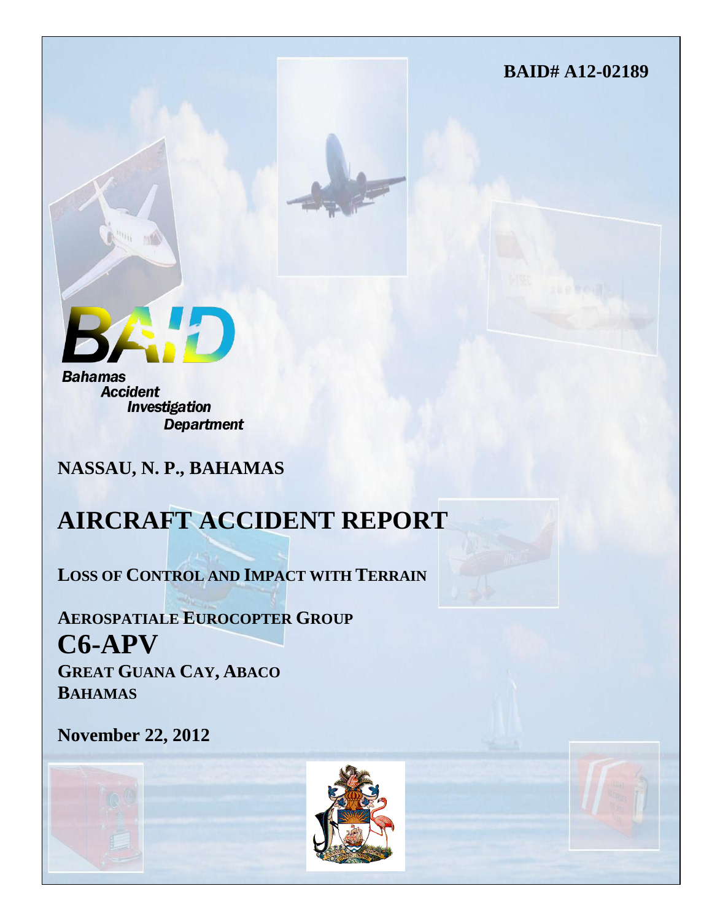BAID# A12-02189

BAID

Bahamas Accident Investigation Department

**NASSAU, N. P., BAHAMAS**

# AIRCRAFT ACCIDENT REPORT

**LOSS OF CONTROL AND IMPACT WITH TERRAIN**

**AEROSPATIALE EUROCOPTER GROUP**

## C6-APV

**GREAT GUANA CAY, ABACO**
**BAHAMAS**

**November 22, 2012**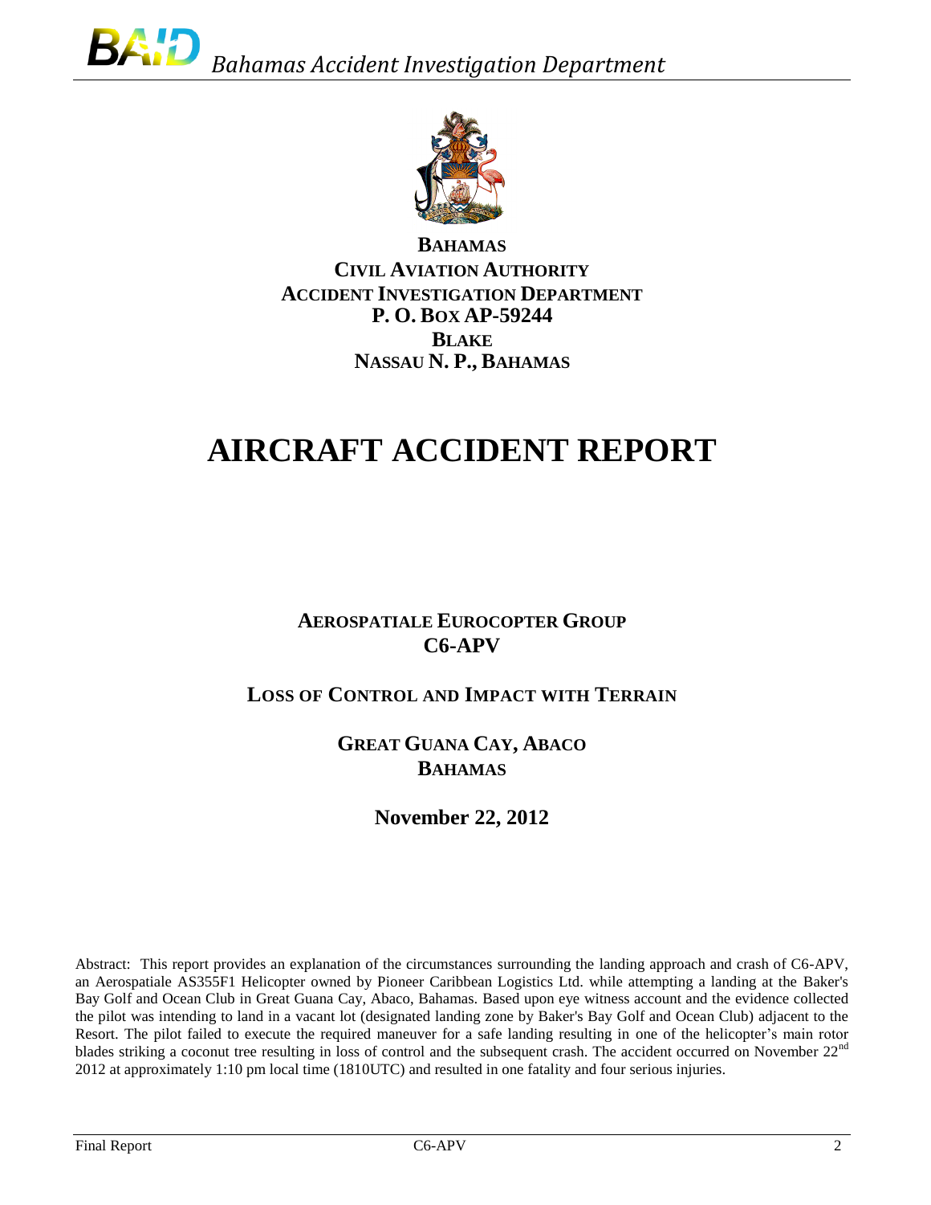**BAHAMAS**
**CIVIL AVIATION AUTHORITY**
**ACCIDENT INVESTIGATION DEPARTMENT**
**P. O. BOX AP-59244**
**BLAKE**
**NASSAU N. P., BAHAMAS**

# AIRCRAFT ACCIDENT REPORT

**AEROSPATIALE EUROCOPTER GROUP**
**C6-APV**

**LOSS OF CONTROL AND IMPACT WITH TERRAIN**

**GREAT GUANA CAY, ABACO**
**BAHAMAS**

**November 22, 2012**

Abstract: This report provides an explanation of the circumstances surrounding the landing approach and crash of C6-APV, an Aerospatiale AS355F1 Helicopter owned by Pioneer Caribbean Logistics Ltd. while attempting a landing at the Baker's Bay Golf and Ocean Club in Great Guana Cay, Abaco, Bahamas. Based upon eye witness account and the evidence collected the pilot was intending to land in a vacant lot (designated landing zone by Baker's Bay Golf and Ocean Club) adjacent to the Resort. The pilot failed to execute the required maneuver for a safe landing resulting in one of the helicopter's main rotor blades striking a coconut tree resulting in loss of control and the subsequent crash. The accident occurred on November 22nd 2012 at approximately 1:10 pm local time (1810UTC) and resulted in one fatality and four serious injuries.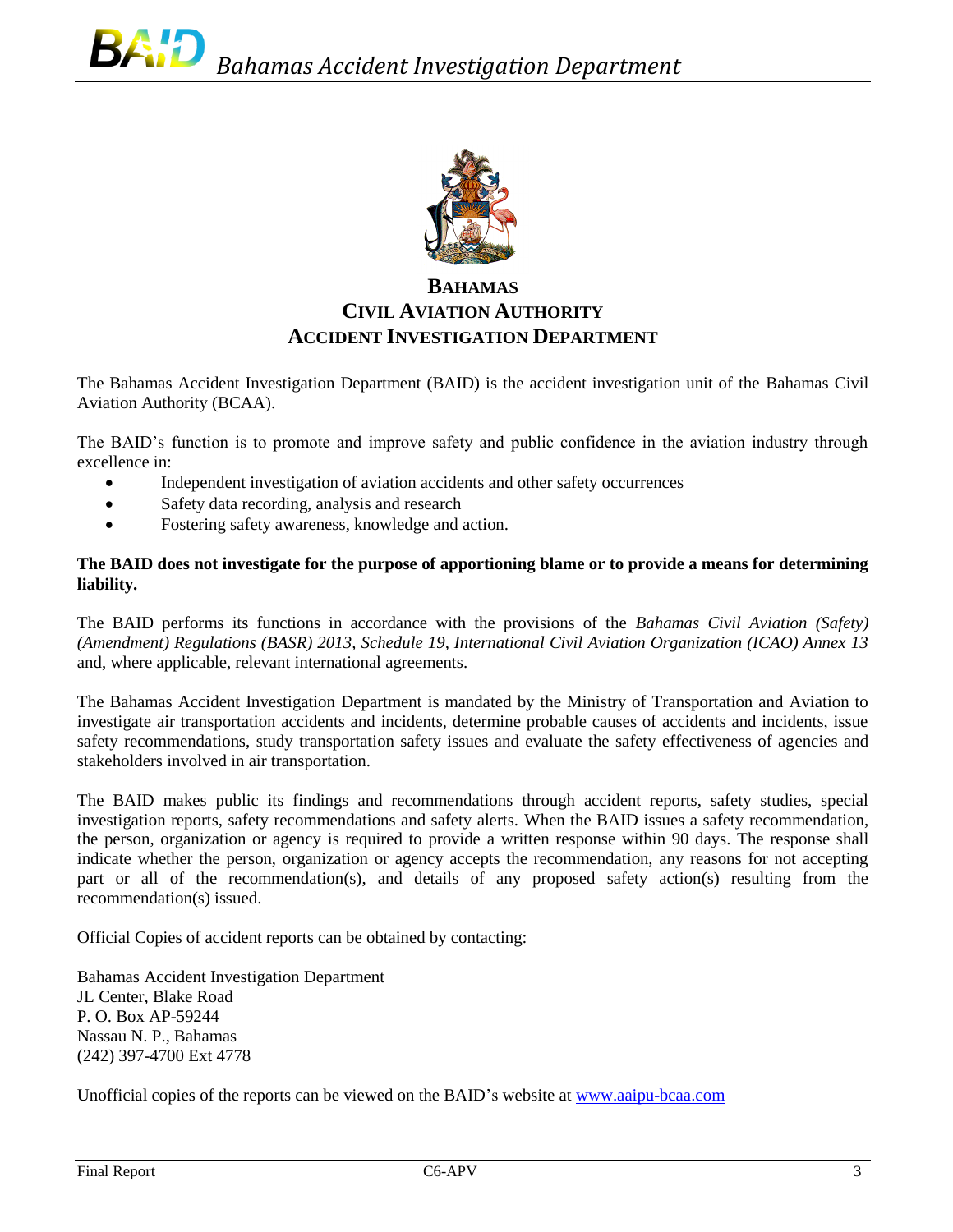# BAHAMAS CIVIL AVIATION AUTHORITY ACCIDENT INVESTIGATION DEPARTMENT

The Bahamas Accident Investigation Department (BAID) is the accident investigation unit of the Bahamas Civil Aviation Authority (BCAA).

The BAID's function is to promote and improve safety and public confidence in the aviation industry through excellence in:

- Independent investigation of aviation accidents and other safety occurrences
- Safety data recording, analysis and research
- Fostering safety awareness, knowledge and action.

**The BAID does not investigate for the purpose of apportioning blame or to provide a means for determining liability.**

The BAID performs its functions in accordance with the provisions of the *Bahamas Civil Aviation (Safety) (Amendment) Regulations (BASR) 2013, Schedule 19, International Civil Aviation Organization (ICAO) Annex 13* and, where applicable, relevant international agreements.

The Bahamas Accident Investigation Department is mandated by the Ministry of Transportation and Aviation to investigate air transportation accidents and incidents, determine probable causes of accidents and incidents, issue safety recommendations, study transportation safety issues and evaluate the safety effectiveness of agencies and stakeholders involved in air transportation.

The BAID makes public its findings and recommendations through accident reports, safety studies, special investigation reports, safety recommendations and safety alerts. When the BAID issues a safety recommendation, the person, organization or agency is required to provide a written response within 90 days. The response shall indicate whether the person, organization or agency accepts the recommendation, any reasons for not accepting part or all of the recommendation(s), and details of any proposed safety action(s) resulting from the recommendation(s) issued.

Official Copies of accident reports can be obtained by contacting:

Bahamas Accident Investigation Department
JL Center, Blake Road
P. O. Box AP-59244
Nassau N. P., Bahamas
(242) 397-4700 Ext 4778

Unofficial copies of the reports can be viewed on the BAID's website at www.aaipu-bcaa.com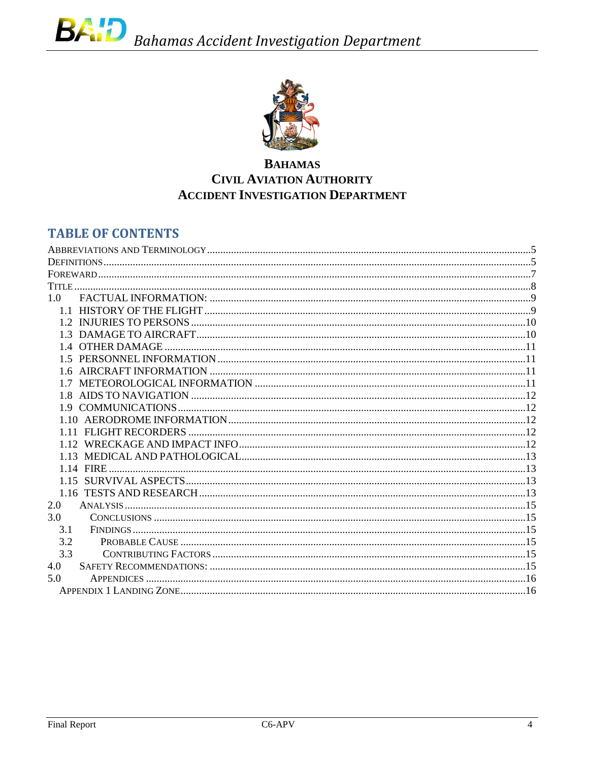**BAHAMAS**
**CIVIL AVIATION AUTHORITY**
**ACCIDENT INVESTIGATION DEPARTMENT**

## TABLE OF CONTENTS

ABBREVIATIONS AND TERMINOLOGY ........ 5
DEFINITIONS ........ 5
FOREWARD ........ 7
TITLE ........ 8
1.0 FACTUAL INFORMATION: ........ 9
- 1.1 HISTORY OF THE FLIGHT ........ 9
- 1.2 INJURIES TO PERSONS ........ 10
- 1.3 DAMAGE TO AIRCRAFT ........ 10
- 1.4 OTHER DAMAGE ........ 11
- 1.5 PERSONNEL INFORMATION ........ 11
- 1.6 AIRCRAFT INFORMATION ........ 11
- 1.7 METEOROLOGICAL INFORMATION ........ 11
- 1.8 AIDS TO NAVIGATION ........ 12
- 1.9 COMMUNICATIONS ........ 12
- 1.10 AERODROME INFORMATION ........ 12
- 1.11 FLIGHT RECORDERS ........ 12
- 1.12 WRECKAGE AND IMPACT INFO ........ 12
- 1.13 MEDICAL AND PATHOLOGICAL ........ 13
- 1.14 FIRE ........ 13
- 1.15 SURVIVAL ASPECTS ........ 13
- 1.16 TESTS AND RESEARCH ........ 13

2.0 ANALYSIS ........ 15
3.0 CONCLUSIONS ........ 15
- 3.1 FINDINGS ........ 15
- 3.2 PROBABLE CAUSE ........ 15
- 3.3 CONTRIBUTING FACTORS ........ 15

4.0 SAFETY RECOMMENDATIONS: ........ 15
5.0 APPENDICES ........ 16
- APPENDIX 1 LANDING ZONE ........ 16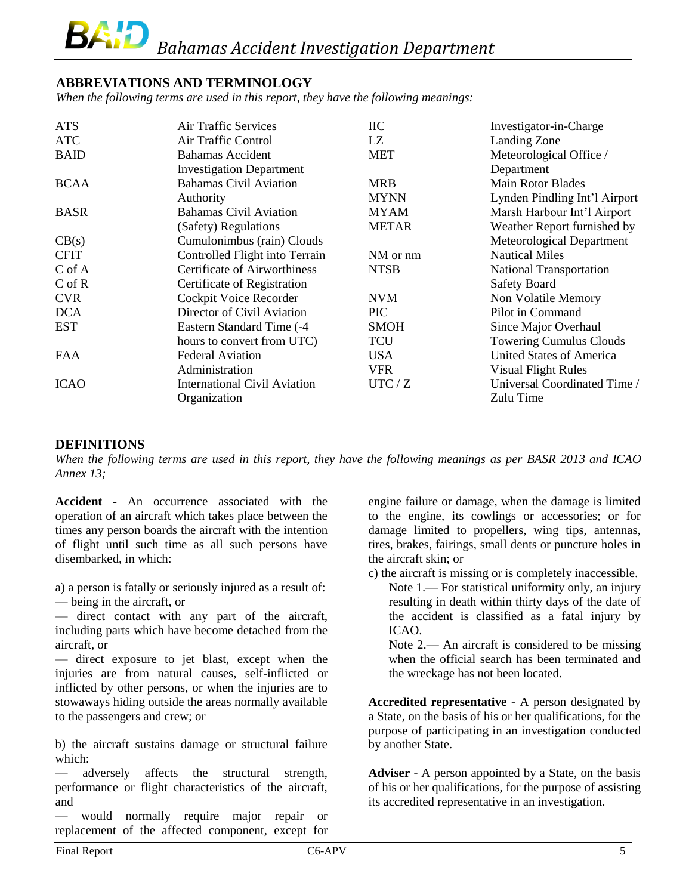## ABBREVIATIONS AND TERMINOLOGY

*When the following terms are used in this report, they have the following meanings:*

| | | | |
|---|---|---|---|
| ATS | Air Traffic Services | IIC | Investigator-in-Charge |
| ATC | Air Traffic Control | LZ | Landing Zone |
| BAID | Bahamas Accident Investigation Department | MET | Meteorological Office / Department |
| BCAA | Bahamas Civil Aviation Authority | MRB | Main Rotor Blades |
| | | MYNN | Lynden Pindling Int'l Airport |
| BASR | Bahamas Civil Aviation (Safety) Regulations | MYAM | Marsh Harbour Int'l Airport |
| | | METAR | Weather Report furnished by Meteorological Department |
| CB(s) | Cumulonimbus (rain) Clouds | | |
| CFIT | Controlled Flight into Terrain | NM or nm | Nautical Miles |
| C of A | Certificate of Airworthiness | NTSB | National Transportation Safety Board |
| C of R | Certificate of Registration | | |
| CVR | Cockpit Voice Recorder | NVM | Non Volatile Memory |
| DCA | Director of Civil Aviation | PIC | Pilot in Command |
| EST | Eastern Standard Time (-4 hours to convert from UTC) | SMOH | Since Major Overhaul |
| | | TCU | Towering Cumulus Clouds |
| FAA | Federal Aviation Administration | USA | United States of America |
| | | VFR | Visual Flight Rules |
| ICAO | International Civil Aviation Organization | UTC / Z | Universal Coordinated Time / Zulu Time |

## DEFINITIONS

*When the following terms are used in this report, they have the following meanings as per BASR 2013 and ICAO Annex 13;*

**Accident -** An occurrence associated with the operation of an aircraft which takes place between the times any person boards the aircraft with the intention of flight until such time as all such persons have disembarked, in which:

a) a person is fatally or seriously injured as a result of:
— being in the aircraft, or
— direct contact with any part of the aircraft, including parts which have become detached from the aircraft, or
— direct exposure to jet blast, except when the injuries are from natural causes, self-inflicted or inflicted by other persons, or when the injuries are to stowaways hiding outside the areas normally available to the passengers and crew; or

b) the aircraft sustains damage or structural failure which:
— adversely affects the structural strength, performance or flight characteristics of the aircraft, and
— would normally require major repair or replacement of the affected component, except for engine failure or damage, when the damage is limited to the engine, its cowlings or accessories; or for damage limited to propellers, wing tips, antennas, tires, brakes, fairings, small dents or puncture holes in the aircraft skin; or

c) the aircraft is missing or is completely inaccessible.

Note 1.— For statistical uniformity only, an injury resulting in death within thirty days of the date of the accident is classified as a fatal injury by ICAO.

Note 2.— An aircraft is considered to be missing when the official search has been terminated and the wreckage has not been located.

**Accredited representative -** A person designated by a State, on the basis of his or her qualifications, for the purpose of participating in an investigation conducted by another State.

**Adviser** - A person appointed by a State, on the basis of his or her qualifications, for the purpose of assisting its accredited representative in an investigation.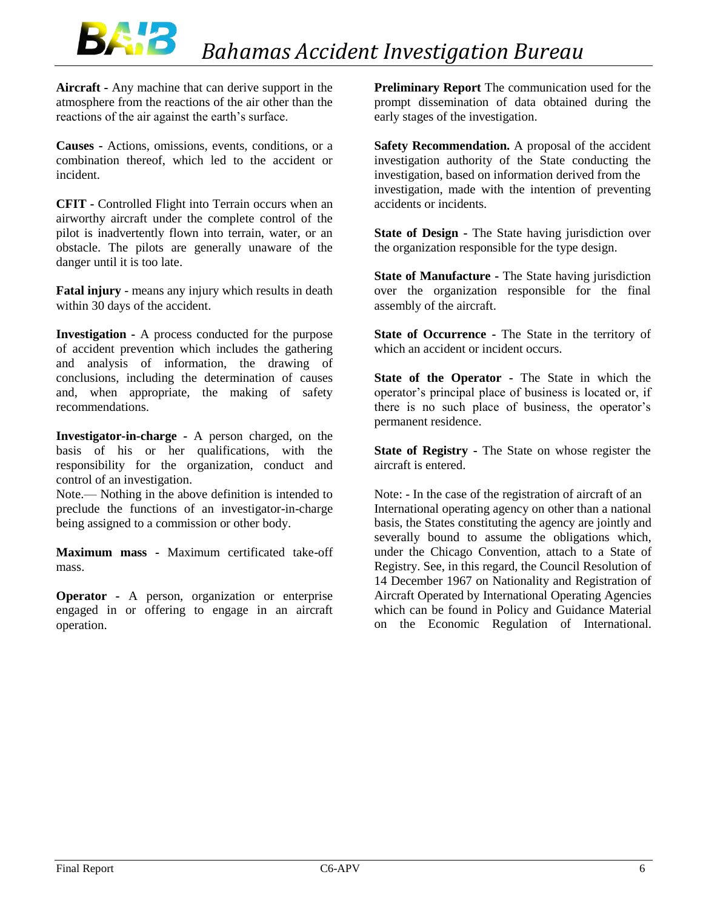**Aircraft -** Any machine that can derive support in the atmosphere from the reactions of the air other than the reactions of the air against the earth's surface.

**Causes -** Actions, omissions, events, conditions, or a combination thereof, which led to the accident or incident.

**CFIT -** Controlled Flight into Terrain occurs when an airworthy aircraft under the complete control of the pilot is inadvertently flown into terrain, water, or an obstacle. The pilots are generally unaware of the danger until it is too late.

**Fatal injury** - means any injury which results in death within 30 days of the accident.

**Investigation -** A process conducted for the purpose of accident prevention which includes the gathering and analysis of information, the drawing of conclusions, including the determination of causes and, when appropriate, the making of safety recommendations.

**Investigator-in-charge -** A person charged, on the basis of his or her qualifications, with the responsibility for the organization, conduct and control of an investigation.

Note.— Nothing in the above definition is intended to preclude the functions of an investigator-in-charge being assigned to a commission or other body.

**Maximum mass -** Maximum certificated take-off mass.

**Operator -** A person, organization or enterprise engaged in or offering to engage in an aircraft operation.

**Preliminary Report** The communication used for the prompt dissemination of data obtained during the early stages of the investigation.

**Safety Recommendation.** A proposal of the accident investigation authority of the State conducting the investigation, based on information derived from the investigation, made with the intention of preventing accidents or incidents.

**State of Design -** The State having jurisdiction over the organization responsible for the type design.

**State of Manufacture -** The State having jurisdiction over the organization responsible for the final assembly of the aircraft.

**State of Occurrence -** The State in the territory of which an accident or incident occurs.

**State of the Operator -** The State in which the operator's principal place of business is located or, if there is no such place of business, the operator's permanent residence.

**State of Registry -** The State on whose register the aircraft is entered.

Note: - In the case of the registration of aircraft of an International operating agency on other than a national basis, the States constituting the agency are jointly and severally bound to assume the obligations which, under the Chicago Convention, attach to a State of Registry. See, in this regard, the Council Resolution of 14 December 1967 on Nationality and Registration of Aircraft Operated by International Operating Agencies which can be found in Policy and Guidance Material on the Economic Regulation of International.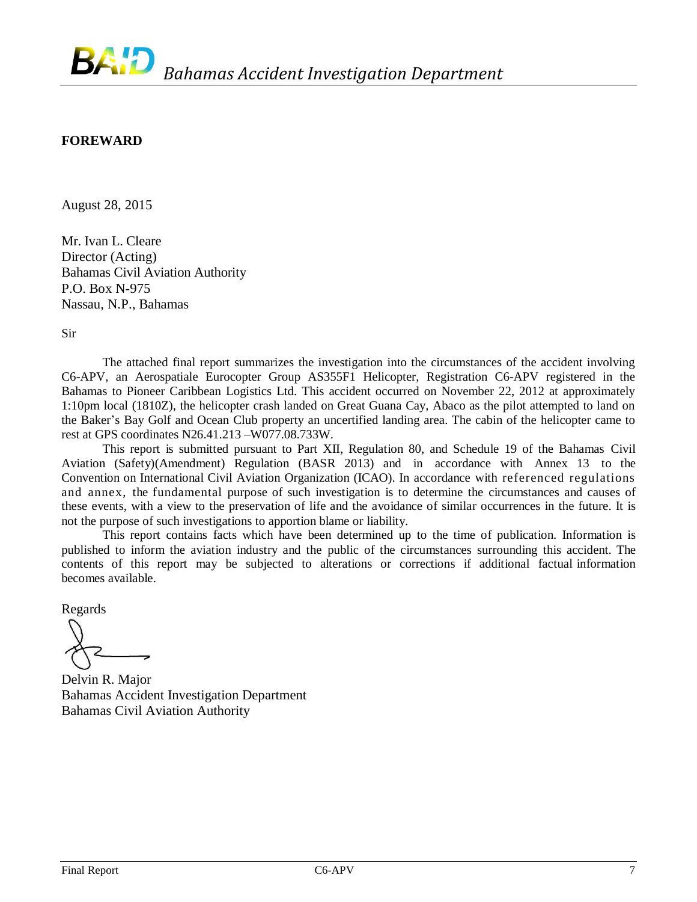## FOREWARD

August 28, 2015

Mr. Ivan L. Cleare
Director (Acting)
Bahamas Civil Aviation Authority
P.O. Box N-975
Nassau, N.P., Bahamas

Sir

The attached final report summarizes the investigation into the circumstances of the accident involving C6-APV, an Aerospatiale Eurocopter Group AS355F1 Helicopter, Registration C6-APV registered in the Bahamas to Pioneer Caribbean Logistics Ltd. This accident occurred on November 22, 2012 at approximately 1:10pm local (1810Z), the helicopter crash landed on Great Guana Cay, Abaco as the pilot attempted to land on the Baker's Bay Golf and Ocean Club property an uncertified landing area. The cabin of the helicopter came to rest at GPS coordinates N26.41.213 –W077.08.733W.

This report is submitted pursuant to Part XII, Regulation 80, and Schedule 19 of the Bahamas Civil Aviation (Safety)(Amendment) Regulation (BASR 2013) and in accordance with Annex 13 to the Convention on International Civil Aviation Organization (ICAO). In accordance with referenced regulations and annex, the fundamental purpose of such investigation is to determine the circumstances and causes of these events, with a view to the preservation of life and the avoidance of similar occurrences in the future. It is not the purpose of such investigations to apportion blame or liability.

This report contains facts which have been determined up to the time of publication. Information is published to inform the aviation industry and the public of the circumstances surrounding this accident. The contents of this report may be subjected to alterations or corrections if additional factual information becomes available.

Regards

Delvin R. Major
Bahamas Accident Investigation Department
Bahamas Civil Aviation Authority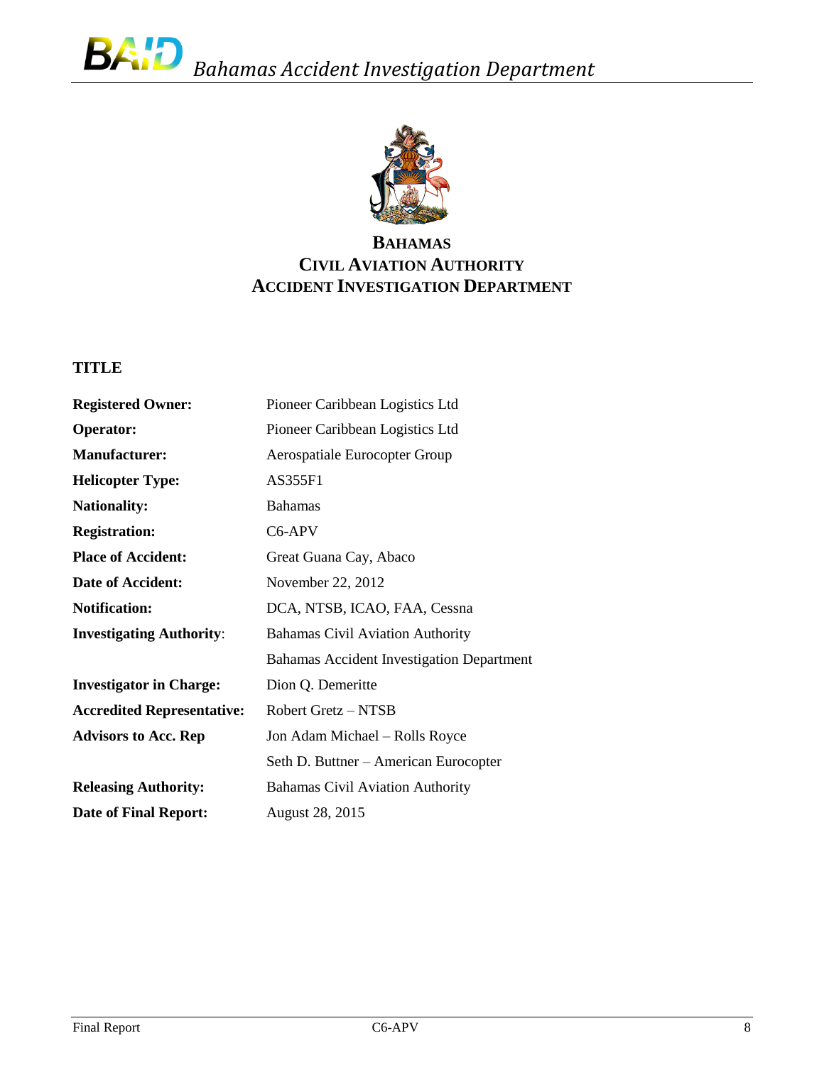**BAHAMAS**
**CIVIL AVIATION AUTHORITY**
**ACCIDENT INVESTIGATION DEPARTMENT**

## TITLE

| | |
|---|---|
| **Registered Owner:** | Pioneer Caribbean Logistics Ltd |
| **Operator:** | Pioneer Caribbean Logistics Ltd |
| **Manufacturer:** | Aerospatiale Eurocopter Group |
| **Helicopter Type:** | AS355F1 |
| **Nationality:** | Bahamas |
| **Registration:** | C6-APV |
| **Place of Accident:** | Great Guana Cay, Abaco |
| **Date of Accident:** | November 22, 2012 |
| **Notification:** | DCA, NTSB, ICAO, FAA, Cessna |
| **Investigating Authority**: | Bahamas Civil Aviation Authority |
| | Bahamas Accident Investigation Department |
| **Investigator in Charge:** | Dion Q. Demeritte |
| **Accredited Representative:** | Robert Gretz – NTSB |
| **Advisors to Acc. Rep** | Jon Adam Michael – Rolls Royce |
| | Seth D. Buttner – American Eurocopter |
| **Releasing Authority:** | Bahamas Civil Aviation Authority |
| **Date of Final Report:** | August 28, 2015 |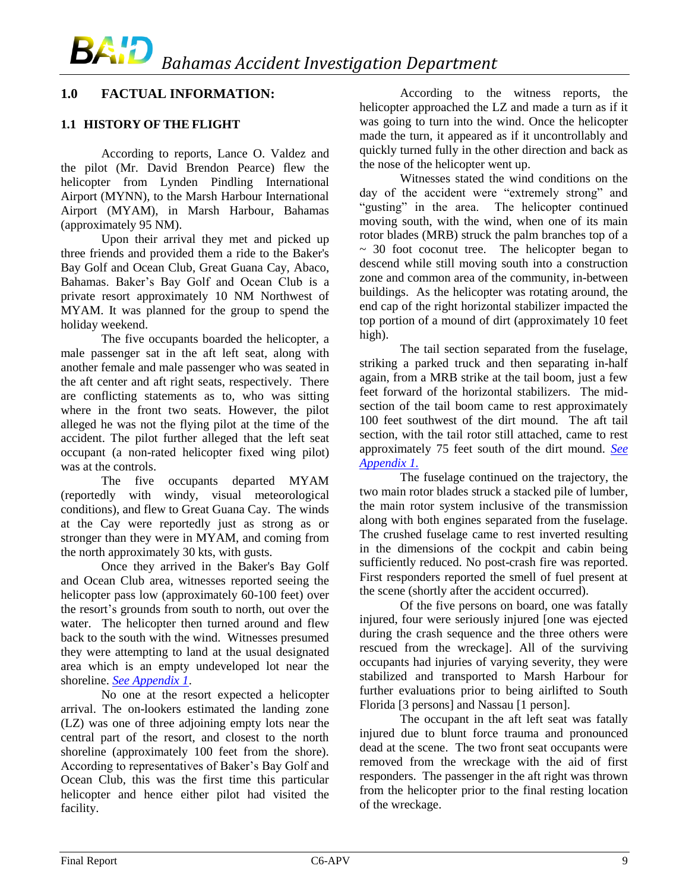## 1.0 FACTUAL INFORMATION:

### 1.1 HISTORY OF THE FLIGHT

According to reports, Lance O. Valdez and the pilot (Mr. David Brendon Pearce) flew the helicopter from Lynden Pindling International Airport (MYNN), to the Marsh Harbour International Airport (MYAM), in Marsh Harbour, Bahamas (approximately 95 NM).

Upon their arrival they met and picked up three friends and provided them a ride to the Baker's Bay Golf and Ocean Club, Great Guana Cay, Abaco, Bahamas. Baker's Bay Golf and Ocean Club is a private resort approximately 10 NM Northwest of MYAM. It was planned for the group to spend the holiday weekend.

The five occupants boarded the helicopter, a male passenger sat in the aft left seat, along with another female and male passenger who was seated in the aft center and aft right seats, respectively. There are conflicting statements as to, who was sitting where in the front two seats. However, the pilot alleged he was not the flying pilot at the time of the accident. The pilot further alleged that the left seat occupant (a non-rated helicopter fixed wing pilot) was at the controls.

The five occupants departed MYAM (reportedly with windy, visual meteorological conditions), and flew to Great Guana Cay. The winds at the Cay were reportedly just as strong as or stronger than they were in MYAM, and coming from the north approximately 30 kts, with gusts.

Once they arrived in the Baker's Bay Golf and Ocean Club area, witnesses reported seeing the helicopter pass low (approximately 60-100 feet) over the resort's grounds from south to north, out over the water. The helicopter then turned around and flew back to the south with the wind. Witnesses presumed they were attempting to land at the usual designated area which is an empty undeveloped lot near the shoreline. *See Appendix 1*.

No one at the resort expected a helicopter arrival. The on-lookers estimated the landing zone (LZ) was one of three adjoining empty lots near the central part of the resort, and closest to the north shoreline (approximately 100 feet from the shore). According to representatives of Baker's Bay Golf and Ocean Club, this was the first time this particular helicopter and hence either pilot had visited the facility.

According to the witness reports, the helicopter approached the LZ and made a turn as if it was going to turn into the wind. Once the helicopter made the turn, it appeared as if it uncontrollably and quickly turned fully in the other direction and back as the nose of the helicopter went up.

Witnesses stated the wind conditions on the day of the accident were "extremely strong" and "gusting" in the area. The helicopter continued moving south, with the wind, when one of its main rotor blades (MRB) struck the palm branches top of a ~ 30 foot coconut tree. The helicopter began to descend while still moving south into a construction zone and common area of the community, in-between buildings. As the helicopter was rotating around, the end cap of the right horizontal stabilizer impacted the top portion of a mound of dirt (approximately 10 feet high).

The tail section separated from the fuselage, striking a parked truck and then separating in-half again, from a MRB strike at the tail boom, just a few feet forward of the horizontal stabilizers. The mid-section of the tail boom came to rest approximately 100 feet southwest of the dirt mound. The aft tail section, with the tail rotor still attached, came to rest approximately 75 feet south of the dirt mound. *See Appendix 1.*

The fuselage continued on the trajectory, the two main rotor blades struck a stacked pile of lumber, the main rotor system inclusive of the transmission along with both engines separated from the fuselage. The crushed fuselage came to rest inverted resulting in the dimensions of the cockpit and cabin being sufficiently reduced. No post-crash fire was reported. First responders reported the smell of fuel present at the scene (shortly after the accident occurred).

Of the five persons on board, one was fatally injured, four were seriously injured [one was ejected during the crash sequence and the three others were rescued from the wreckage]. All of the surviving occupants had injuries of varying severity, they were stabilized and transported to Marsh Harbour for further evaluations prior to being airlifted to South Florida [3 persons] and Nassau [1 person].

The occupant in the aft left seat was fatally injured due to blunt force trauma and pronounced dead at the scene. The two front seat occupants were removed from the wreckage with the aid of first responders. The passenger in the aft right was thrown from the helicopter prior to the final resting location of the wreckage.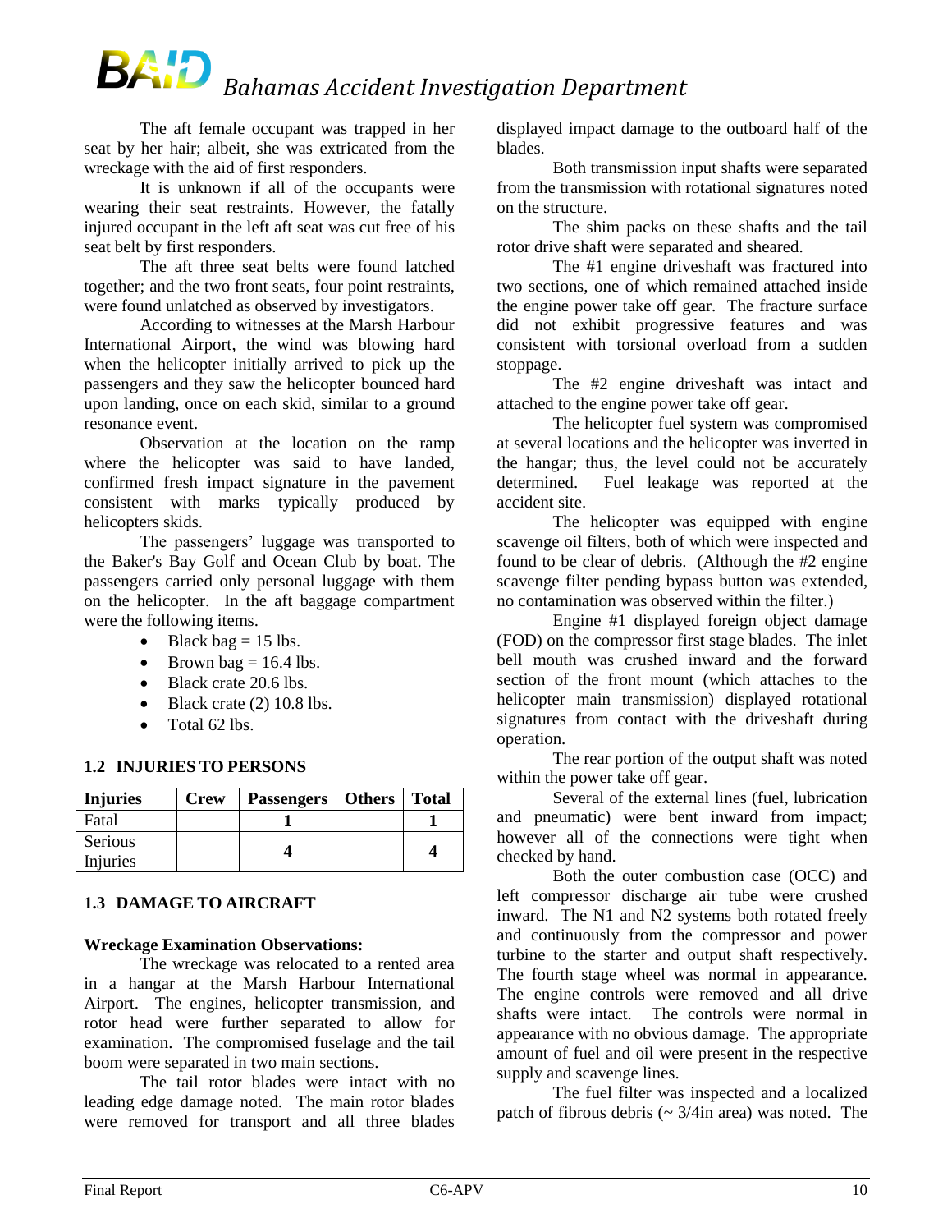The aft female occupant was trapped in her seat by her hair; albeit, she was extricated from the wreckage with the aid of first responders.

It is unknown if all of the occupants were wearing their seat restraints. However, the fatally injured occupant in the left aft seat was cut free of his seat belt by first responders.

The aft three seat belts were found latched together; and the two front seats, four point restraints, were found unlatched as observed by investigators.

According to witnesses at the Marsh Harbour International Airport, the wind was blowing hard when the helicopter initially arrived to pick up the passengers and they saw the helicopter bounced hard upon landing, once on each skid, similar to a ground resonance event.

Observation at the location on the ramp where the helicopter was said to have landed, confirmed fresh impact signature in the pavement consistent with marks typically produced by helicopters skids.

The passengers' luggage was transported to the Baker's Bay Golf and Ocean Club by boat. The passengers carried only personal luggage with them on the helicopter. In the aft baggage compartment were the following items.

- Black bag = 15 lbs.
- Brown bag = 16.4 lbs.
- Black crate 20.6 lbs.
- Black crate (2) 10.8 lbs.
- Total 62 lbs.

### 1.2 INJURIES TO PERSONS

| Injuries | Crew | Passengers | Others | Total |
|---|---|---|---|---|
| Fatal | | 1 | | 1 |
| Serious Injuries | | 4 | | 4 |

### 1.3 DAMAGE TO AIRCRAFT

**Wreckage Examination Observations:**

The wreckage was relocated to a rented area in a hangar at the Marsh Harbour International Airport. The engines, helicopter transmission, and rotor head were further separated to allow for examination. The compromised fuselage and the tail boom were separated in two main sections.

The tail rotor blades were intact with no leading edge damage noted. The main rotor blades were removed for transport and all three blades displayed impact damage to the outboard half of the blades.

Both transmission input shafts were separated from the transmission with rotational signatures noted on the structure.

The shim packs on these shafts and the tail rotor drive shaft were separated and sheared.

The #1 engine driveshaft was fractured into two sections, one of which remained attached inside the engine power take off gear. The fracture surface did not exhibit progressive features and was consistent with torsional overload from a sudden stoppage.

The #2 engine driveshaft was intact and attached to the engine power take off gear.

The helicopter fuel system was compromised at several locations and the helicopter was inverted in the hangar; thus, the level could not be accurately determined. Fuel leakage was reported at the accident site.

The helicopter was equipped with engine scavenge oil filters, both of which were inspected and found to be clear of debris. (Although the #2 engine scavenge filter pending bypass button was extended, no contamination was observed within the filter.)

Engine #1 displayed foreign object damage (FOD) on the compressor first stage blades. The inlet bell mouth was crushed inward and the forward section of the front mount (which attaches to the helicopter main transmission) displayed rotational signatures from contact with the driveshaft during operation.

The rear portion of the output shaft was noted within the power take off gear.

Several of the external lines (fuel, lubrication and pneumatic) were bent inward from impact; however all of the connections were tight when checked by hand.

Both the outer combustion case (OCC) and left compressor discharge air tube were crushed inward. The N1 and N2 systems both rotated freely and continuously from the compressor and power turbine to the starter and output shaft respectively. The fourth stage wheel was normal in appearance. The engine controls were removed and all drive shafts were intact. The controls were normal in appearance with no obvious damage. The appropriate amount of fuel and oil were present in the respective supply and scavenge lines.

The fuel filter was inspected and a localized patch of fibrous debris (~ 3/4in area) was noted. The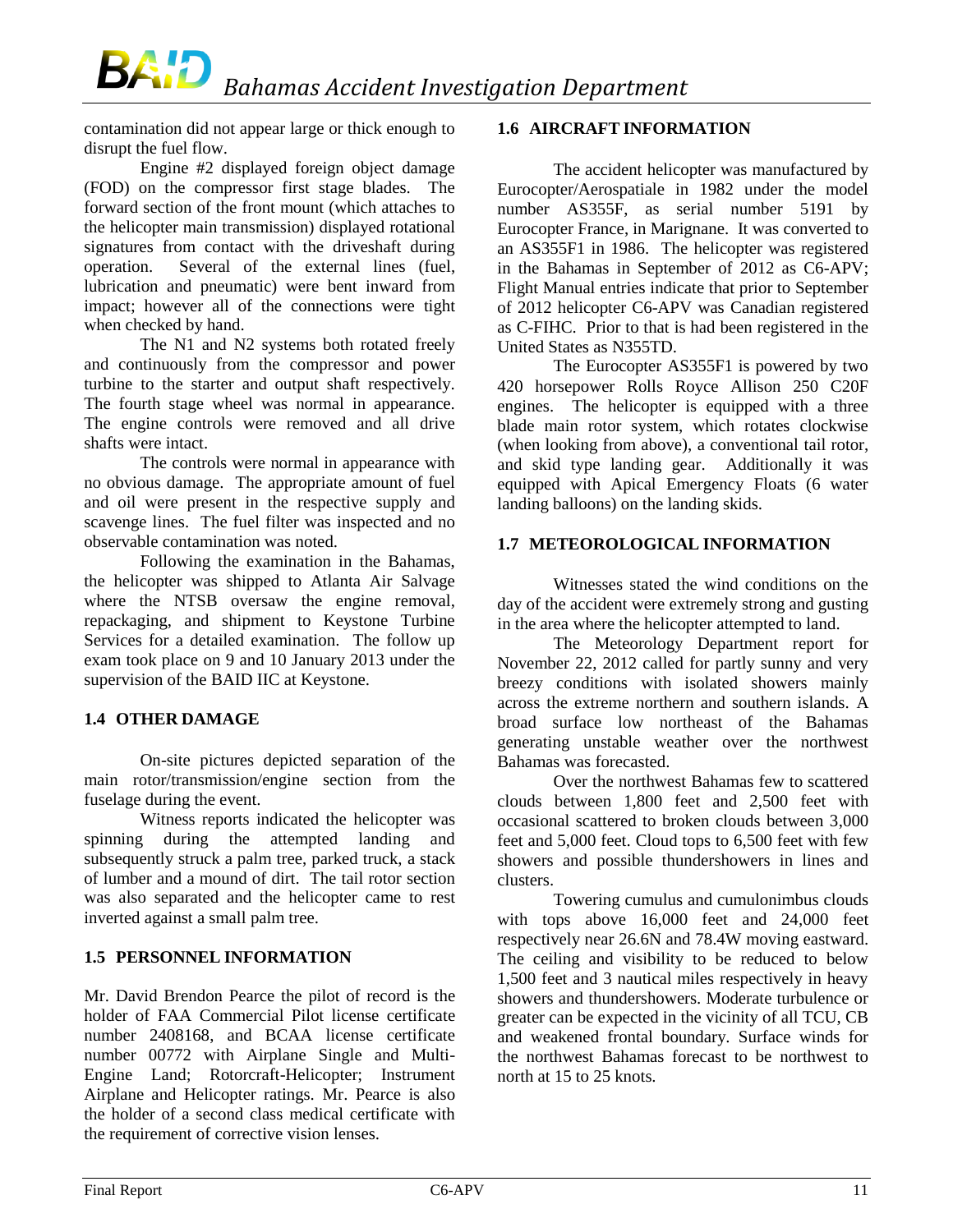contamination did not appear large or thick enough to disrupt the fuel flow.

Engine #2 displayed foreign object damage (FOD) on the compressor first stage blades. The forward section of the front mount (which attaches to the helicopter main transmission) displayed rotational signatures from contact with the driveshaft during operation. Several of the external lines (fuel, lubrication and pneumatic) were bent inward from impact; however all of the connections were tight when checked by hand.

The N1 and N2 systems both rotated freely and continuously from the compressor and power turbine to the starter and output shaft respectively. The fourth stage wheel was normal in appearance. The engine controls were removed and all drive shafts were intact.

The controls were normal in appearance with no obvious damage. The appropriate amount of fuel and oil were present in the respective supply and scavenge lines. The fuel filter was inspected and no observable contamination was noted.

Following the examination in the Bahamas, the helicopter was shipped to Atlanta Air Salvage where the NTSB oversaw the engine removal, repackaging, and shipment to Keystone Turbine Services for a detailed examination. The follow up exam took place on 9 and 10 January 2013 under the supervision of the BAID IIC at Keystone.

## 1.4 OTHER DAMAGE

On-site pictures depicted separation of the main rotor/transmission/engine section from the fuselage during the event.

Witness reports indicated the helicopter was spinning during the attempted landing and subsequently struck a palm tree, parked truck, a stack of lumber and a mound of dirt. The tail rotor section was also separated and the helicopter came to rest inverted against a small palm tree.

## 1.5 PERSONNEL INFORMATION

Mr. David Brendon Pearce the pilot of record is the holder of FAA Commercial Pilot license certificate number 2408168, and BCAA license certificate number 00772 with Airplane Single and Multi-Engine Land; Rotorcraft-Helicopter; Instrument Airplane and Helicopter ratings. Mr. Pearce is also the holder of a second class medical certificate with the requirement of corrective vision lenses.

## 1.6 AIRCRAFT INFORMATION

The accident helicopter was manufactured by Eurocopter/Aerospatiale in 1982 under the model number AS355F, as serial number 5191 by Eurocopter France, in Marignane. It was converted to an AS355F1 in 1986. The helicopter was registered in the Bahamas in September of 2012 as C6-APV; Flight Manual entries indicate that prior to September of 2012 helicopter C6-APV was Canadian registered as C-FIHC. Prior to that is had been registered in the United States as N355TD.

The Eurocopter AS355F1 is powered by two 420 horsepower Rolls Royce Allison 250 C20F engines. The helicopter is equipped with a three blade main rotor system, which rotates clockwise (when looking from above), a conventional tail rotor, and skid type landing gear. Additionally it was equipped with Apical Emergency Floats (6 water landing balloons) on the landing skids.

## 1.7 METEOROLOGICAL INFORMATION

Witnesses stated the wind conditions on the day of the accident were extremely strong and gusting in the area where the helicopter attempted to land.

The Meteorology Department report for November 22, 2012 called for partly sunny and very breezy conditions with isolated showers mainly across the extreme northern and southern islands. A broad surface low northeast of the Bahamas generating unstable weather over the northwest Bahamas was forecasted.

Over the northwest Bahamas few to scattered clouds between 1,800 feet and 2,500 feet with occasional scattered to broken clouds between 3,000 feet and 5,000 feet. Cloud tops to 6,500 feet with few showers and possible thundershowers in lines and clusters.

Towering cumulus and cumulonimbus clouds with tops above 16,000 feet and 24,000 feet respectively near 26.6N and 78.4W moving eastward. The ceiling and visibility to be reduced to below 1,500 feet and 3 nautical miles respectively in heavy showers and thundershowers. Moderate turbulence or greater can be expected in the vicinity of all TCU, CB and weakened frontal boundary. Surface winds for the northwest Bahamas forecast to be northwest to north at 15 to 25 knots.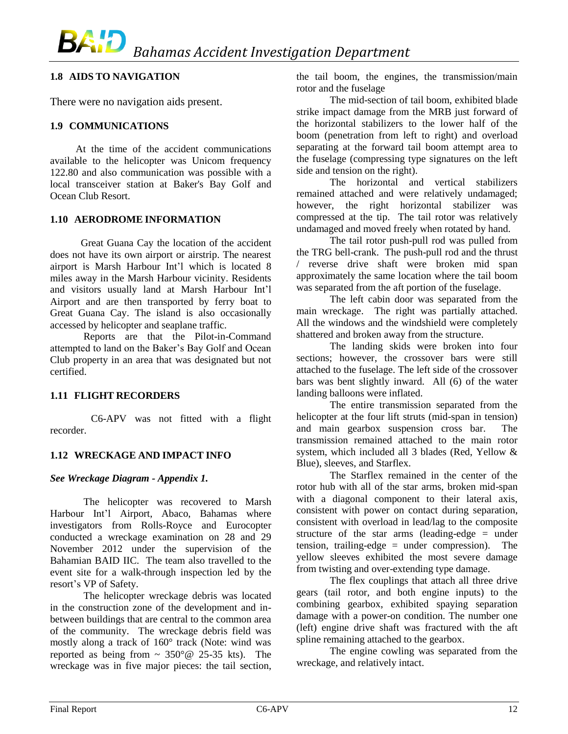## 1.8 AIDS TO NAVIGATION

There were no navigation aids present.

## 1.9 COMMUNICATIONS

At the time of the accident communications available to the helicopter was Unicom frequency 122.80 and also communication was possible with a local transceiver station at Baker's Bay Golf and Ocean Club Resort.

## 1.10 AERODROME INFORMATION

Great Guana Cay the location of the accident does not have its own airport or airstrip. The nearest airport is Marsh Harbour Int'l which is located 8 miles away in the Marsh Harbour vicinity. Residents and visitors usually land at Marsh Harbour Int'l Airport and are then transported by ferry boat to Great Guana Cay. The island is also occasionally accessed by helicopter and seaplane traffic.

Reports are that the Pilot-in-Command attempted to land on the Baker's Bay Golf and Ocean Club property in an area that was designated but not certified.

## 1.11 FLIGHT RECORDERS

C6-APV was not fitted with a flight recorder.

## 1.12 WRECKAGE AND IMPACT INFO

***See Wreckage Diagram - Appendix 1.***

The helicopter was recovered to Marsh Harbour Int'l Airport, Abaco, Bahamas where investigators from Rolls-Royce and Eurocopter conducted a wreckage examination on 28 and 29 November 2012 under the supervision of the Bahamian BAID IIC. The team also travelled to the event site for a walk-through inspection led by the resort's VP of Safety.

The helicopter wreckage debris was located in the construction zone of the development and in-between buildings that are central to the common area of the community. The wreckage debris field was mostly along a track of 160° track (Note: wind was reported as being from ~ 350°@ 25-35 kts). The wreckage was in five major pieces: the tail section, the tail boom, the engines, the transmission/main rotor and the fuselage

The mid-section of tail boom, exhibited blade strike impact damage from the MRB just forward of the horizontal stabilizers to the lower half of the boom (penetration from left to right) and overload separating at the forward tail boom attempt area to the fuselage (compressing type signatures on the left side and tension on the right).

The horizontal and vertical stabilizers remained attached and were relatively undamaged; however, the right horizontal stabilizer was compressed at the tip. The tail rotor was relatively undamaged and moved freely when rotated by hand.

The tail rotor push-pull rod was pulled from the TRG bell-crank. The push-pull rod and the thrust / reverse drive shaft were broken mid span approximately the same location where the tail boom was separated from the aft portion of the fuselage.

The left cabin door was separated from the main wreckage. The right was partially attached. All the windows and the windshield were completely shattered and broken away from the structure.

The landing skids were broken into four sections; however, the crossover bars were still attached to the fuselage. The left side of the crossover bars was bent slightly inward. All (6) of the water landing balloons were inflated.

The entire transmission separated from the helicopter at the four lift struts (mid-span in tension) and main gearbox suspension cross bar. The transmission remained attached to the main rotor system, which included all 3 blades (Red, Yellow & Blue), sleeves, and Starflex.

The Starflex remained in the center of the rotor hub with all of the star arms, broken mid-span with a diagonal component to their lateral axis, consistent with power on contact during separation, consistent with overload in lead/lag to the composite structure of the star arms (leading-edge = under tension, trailing-edge = under compression). The yellow sleeves exhibited the most severe damage from twisting and over-extending type damage.

The flex couplings that attach all three drive gears (tail rotor, and both engine inputs) to the combining gearbox, exhibited spaying separation damage with a power-on condition. The number one (left) engine drive shaft was fractured with the aft spline remaining attached to the gearbox.

The engine cowling was separated from the wreckage, and relatively intact.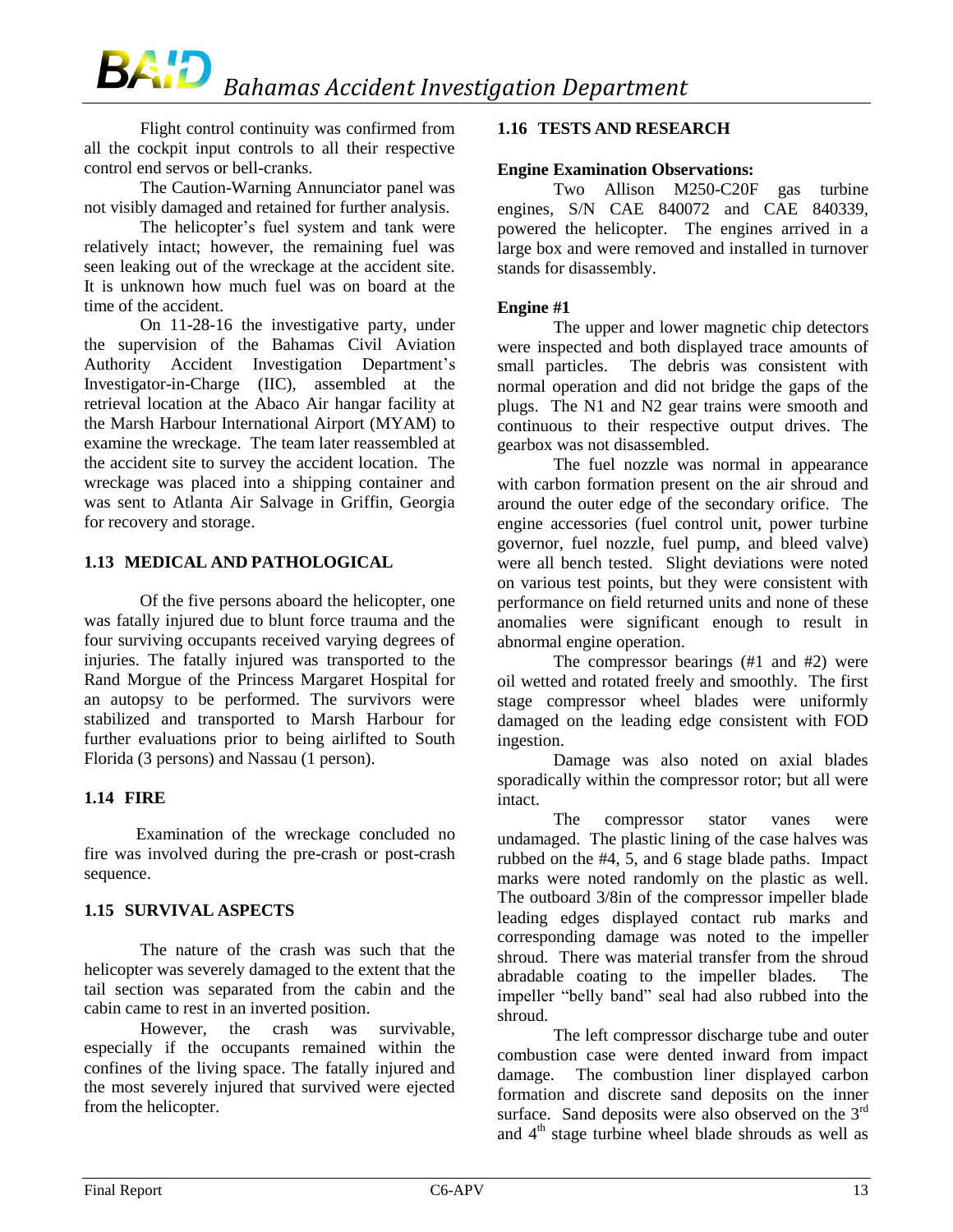Flight control continuity was confirmed from all the cockpit input controls to all their respective control end servos or bell-cranks.

The Caution-Warning Annunciator panel was not visibly damaged and retained for further analysis.

The helicopter's fuel system and tank were relatively intact; however, the remaining fuel was seen leaking out of the wreckage at the accident site. It is unknown how much fuel was on board at the time of the accident.

On 11-28-16 the investigative party, under the supervision of the Bahamas Civil Aviation Authority Accident Investigation Department's Investigator-in-Charge (IIC), assembled at the retrieval location at the Abaco Air hangar facility at the Marsh Harbour International Airport (MYAM) to examine the wreckage. The team later reassembled at the accident site to survey the accident location. The wreckage was placed into a shipping container and was sent to Atlanta Air Salvage in Griffin, Georgia for recovery and storage.

## 1.13 MEDICAL AND PATHOLOGICAL

Of the five persons aboard the helicopter, one was fatally injured due to blunt force trauma and the four surviving occupants received varying degrees of injuries. The fatally injured was transported to the Rand Morgue of the Princess Margaret Hospital for an autopsy to be performed. The survivors were stabilized and transported to Marsh Harbour for further evaluations prior to being airlifted to South Florida (3 persons) and Nassau (1 person).

## 1.14 FIRE

Examination of the wreckage concluded no fire was involved during the pre-crash or post-crash sequence.

## 1.15 SURVIVAL ASPECTS

The nature of the crash was such that the helicopter was severely damaged to the extent that the tail section was separated from the cabin and the cabin came to rest in an inverted position.

However, the crash was survivable, especially if the occupants remained within the confines of the living space. The fatally injured and the most severely injured that survived were ejected from the helicopter.

## 1.16 TESTS AND RESEARCH

**Engine Examination Observations:**

Two Allison M250-C20F gas turbine engines, S/N CAE 840072 and CAE 840339, powered the helicopter. The engines arrived in a large box and were removed and installed in turnover stands for disassembly.

**Engine #1**

The upper and lower magnetic chip detectors were inspected and both displayed trace amounts of small particles. The debris was consistent with normal operation and did not bridge the gaps of the plugs. The N1 and N2 gear trains were smooth and continuous to their respective output drives. The gearbox was not disassembled.

The fuel nozzle was normal in appearance with carbon formation present on the air shroud and around the outer edge of the secondary orifice. The engine accessories (fuel control unit, power turbine governor, fuel nozzle, fuel pump, and bleed valve) were all bench tested. Slight deviations were noted on various test points, but they were consistent with performance on field returned units and none of these anomalies were significant enough to result in abnormal engine operation.

The compressor bearings (#1 and #2) were oil wetted and rotated freely and smoothly. The first stage compressor wheel blades were uniformly damaged on the leading edge consistent with FOD ingestion.

Damage was also noted on axial blades sporadically within the compressor rotor; but all were intact.

The compressor stator vanes were undamaged. The plastic lining of the case halves was rubbed on the #4, 5, and 6 stage blade paths. Impact marks were noted randomly on the plastic as well. The outboard 3/8in of the compressor impeller blade leading edges displayed contact rub marks and corresponding damage was noted to the impeller shroud. There was material transfer from the shroud abradable coating to the impeller blades. The impeller "belly band" seal had also rubbed into the shroud.

The left compressor discharge tube and outer combustion case were dented inward from impact damage. The combustion liner displayed carbon formation and discrete sand deposits on the inner surface. Sand deposits were also observed on the 3rd and 4th stage turbine wheel blade shrouds as well as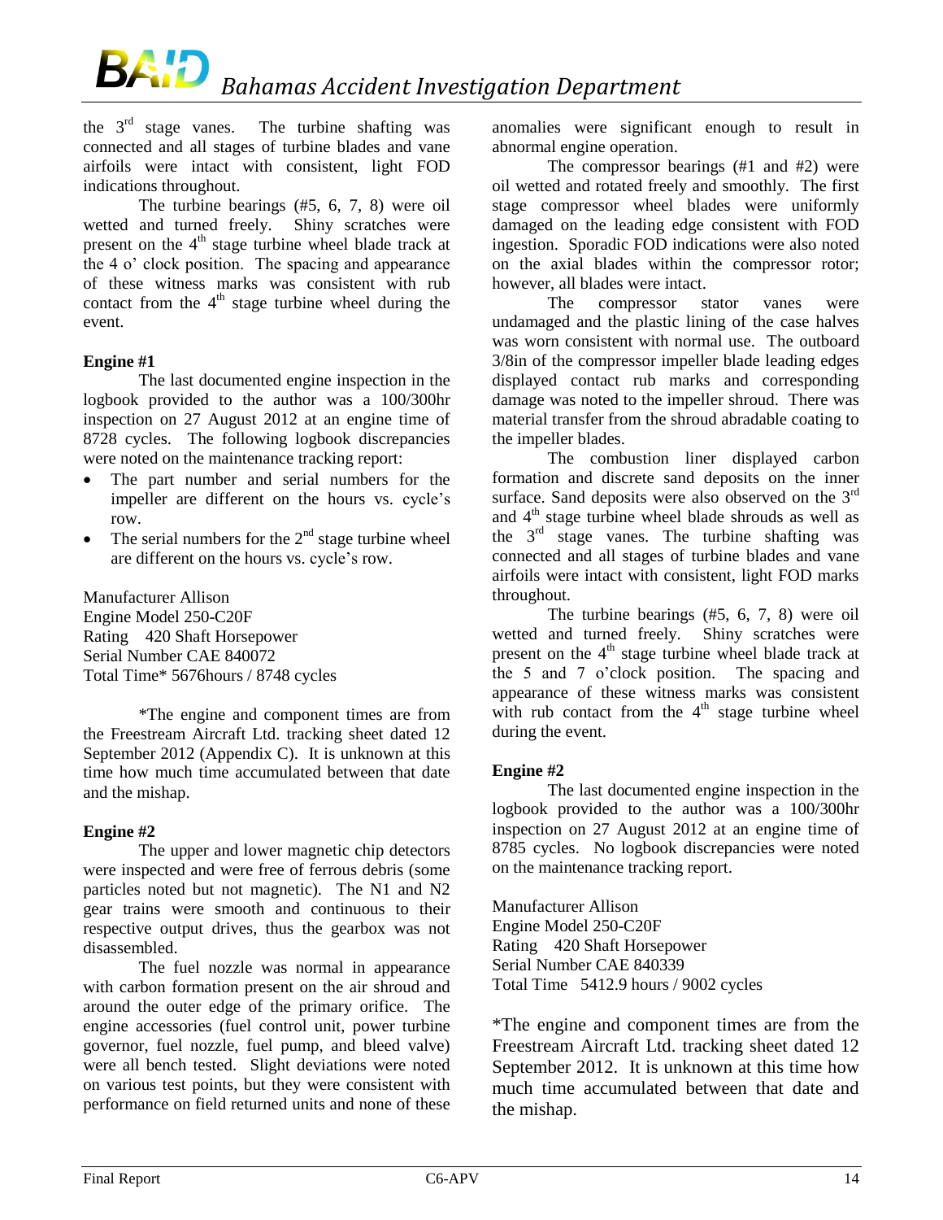the 3rd stage vanes. The turbine shafting was connected and all stages of turbine blades and vane airfoils were intact with consistent, light FOD indications throughout.

The turbine bearings (#5, 6, 7, 8) were oil wetted and turned freely. Shiny scratches were present on the 4th stage turbine wheel blade track at the 4 o' clock position. The spacing and appearance of these witness marks was consistent with rub contact from the 4th stage turbine wheel during the event.

**Engine #1**

The last documented engine inspection in the logbook provided to the author was a 100/300hr inspection on 27 August 2012 at an engine time of 8728 cycles. The following logbook discrepancies were noted on the maintenance tracking report:

- The part number and serial numbers for the impeller are different on the hours vs. cycle's row.
- The serial numbers for the 2nd stage turbine wheel are different on the hours vs. cycle's row.

Manufacturer Allison
Engine Model 250-C20F
Rating 420 Shaft Horsepower
Serial Number CAE 840072
Total Time* 5676hours / 8748 cycles

*The engine and component times are from the Freestream Aircraft Ltd. tracking sheet dated 12 September 2012 (Appendix C). It is unknown at this time how much time accumulated between that date and the mishap.

**Engine #2**

The upper and lower magnetic chip detectors were inspected and were free of ferrous debris (some particles noted but not magnetic). The N1 and N2 gear trains were smooth and continuous to their respective output drives, thus the gearbox was not disassembled.

The fuel nozzle was normal in appearance with carbon formation present on the air shroud and around the outer edge of the primary orifice. The engine accessories (fuel control unit, power turbine governor, fuel nozzle, fuel pump, and bleed valve) were all bench tested. Slight deviations were noted on various test points, but they were consistent with performance on field returned units and none of these anomalies were significant enough to result in abnormal engine operation.

The compressor bearings (#1 and #2) were oil wetted and rotated freely and smoothly. The first stage compressor wheel blades were uniformly damaged on the leading edge consistent with FOD ingestion. Sporadic FOD indications were also noted on the axial blades within the compressor rotor; however, all blades were intact.

The compressor stator vanes were undamaged and the plastic lining of the case halves was worn consistent with normal use. The outboard 3/8in of the compressor impeller blade leading edges displayed contact rub marks and corresponding damage was noted to the impeller shroud. There was material transfer from the shroud abradable coating to the impeller blades.

The combustion liner displayed carbon formation and discrete sand deposits on the inner surface. Sand deposits were also observed on the 3rd and 4th stage turbine wheel blade shrouds as well as the 3rd stage vanes. The turbine shafting was connected and all stages of turbine blades and vane airfoils were intact with consistent, light FOD marks throughout.

The turbine bearings (#5, 6, 7, 8) were oil wetted and turned freely. Shiny scratches were present on the 4th stage turbine wheel blade track at the 5 and 7 o'clock position. The spacing and appearance of these witness marks was consistent with rub contact from the 4th stage turbine wheel during the event.

**Engine #2**

The last documented engine inspection in the logbook provided to the author was a 100/300hr inspection on 27 August 2012 at an engine time of 8785 cycles. No logbook discrepancies were noted on the maintenance tracking report.

Manufacturer Allison
Engine Model 250-C20F
Rating 420 Shaft Horsepower
Serial Number CAE 840339
Total Time 5412.9 hours / 9002 cycles

*The engine and component times are from the Freestream Aircraft Ltd. tracking sheet dated 12 September 2012. It is unknown at this time how much time accumulated between that date and the mishap.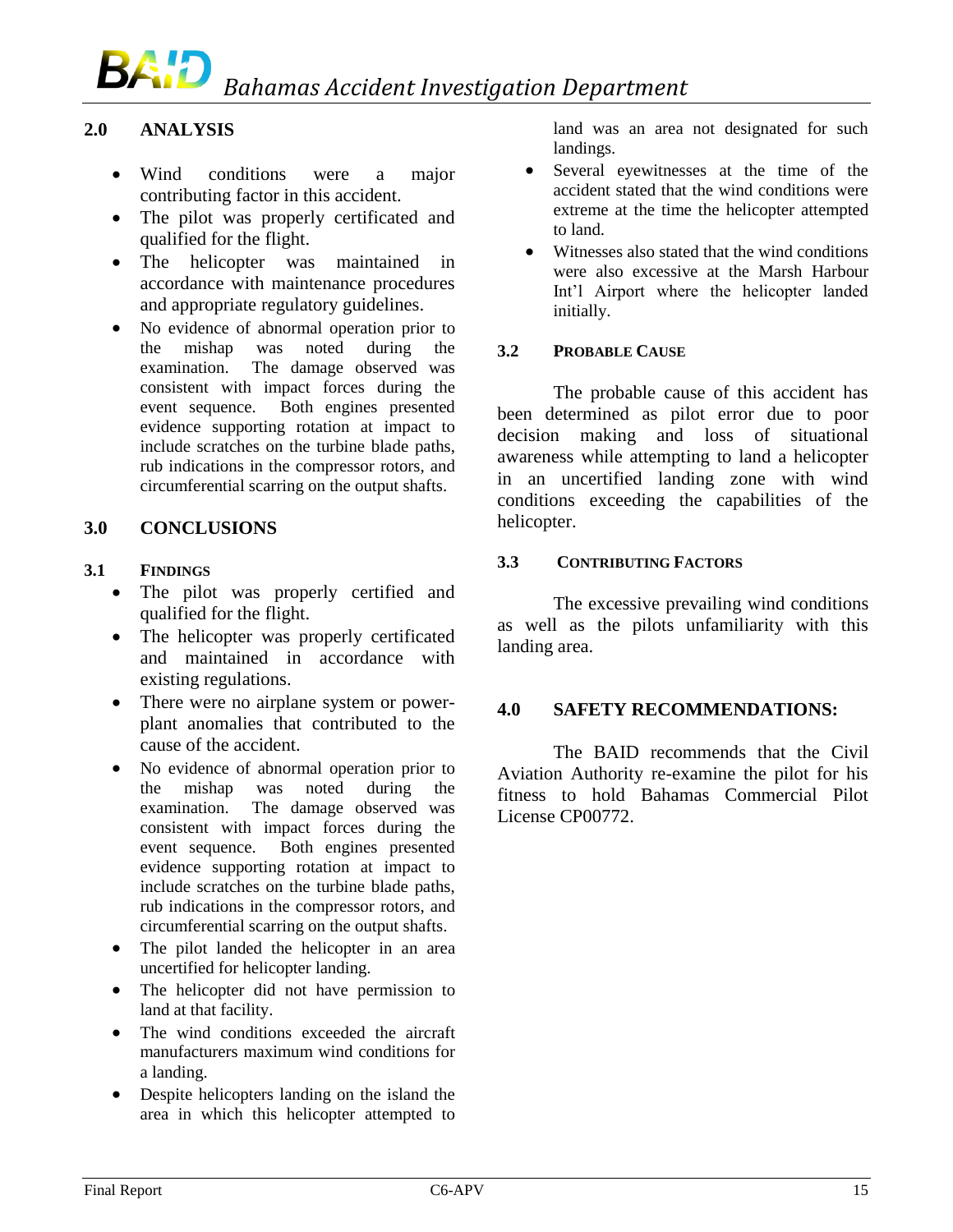## 2.0 ANALYSIS

- Wind conditions were a major contributing factor in this accident.
- The pilot was properly certificated and qualified for the flight.
- The helicopter was maintained in accordance with maintenance procedures and appropriate regulatory guidelines.
- No evidence of abnormal operation prior to the mishap was noted during the examination. The damage observed was consistent with impact forces during the event sequence. Both engines presented evidence supporting rotation at impact to include scratches on the turbine blade paths, rub indications in the compressor rotors, and circumferential scarring on the output shafts.

## 3.0 CONCLUSIONS

### 3.1 FINDINGS

- The pilot was properly certified and qualified for the flight.
- The helicopter was properly certificated and maintained in accordance with existing regulations.
- There were no airplane system or power-plant anomalies that contributed to the cause of the accident.
- No evidence of abnormal operation prior to the mishap was noted during the examination. The damage observed was consistent with impact forces during the event sequence. Both engines presented evidence supporting rotation at impact to include scratches on the turbine blade paths, rub indications in the compressor rotors, and circumferential scarring on the output shafts.
- The pilot landed the helicopter in an area uncertified for helicopter landing.
- The helicopter did not have permission to land at that facility.
- The wind conditions exceeded the aircraft manufacturers maximum wind conditions for a landing.
- Despite helicopters landing on the island the area in which this helicopter attempted to land was an area not designated for such landings.
- Several eyewitnesses at the time of the accident stated that the wind conditions were extreme at the time the helicopter attempted to land.
- Witnesses also stated that the wind conditions were also excessive at the Marsh Harbour Int'l Airport where the helicopter landed initially.

### 3.2 PROBABLE CAUSE

The probable cause of this accident has been determined as pilot error due to poor decision making and loss of situational awareness while attempting to land a helicopter in an uncertified landing zone with wind conditions exceeding the capabilities of the helicopter.

### 3.3 CONTRIBUTING FACTORS

The excessive prevailing wind conditions as well as the pilots unfamiliarity with this landing area.

## 4.0 SAFETY RECOMMENDATIONS:

The BAID recommends that the Civil Aviation Authority re-examine the pilot for his fitness to hold Bahamas Commercial Pilot License CP00772.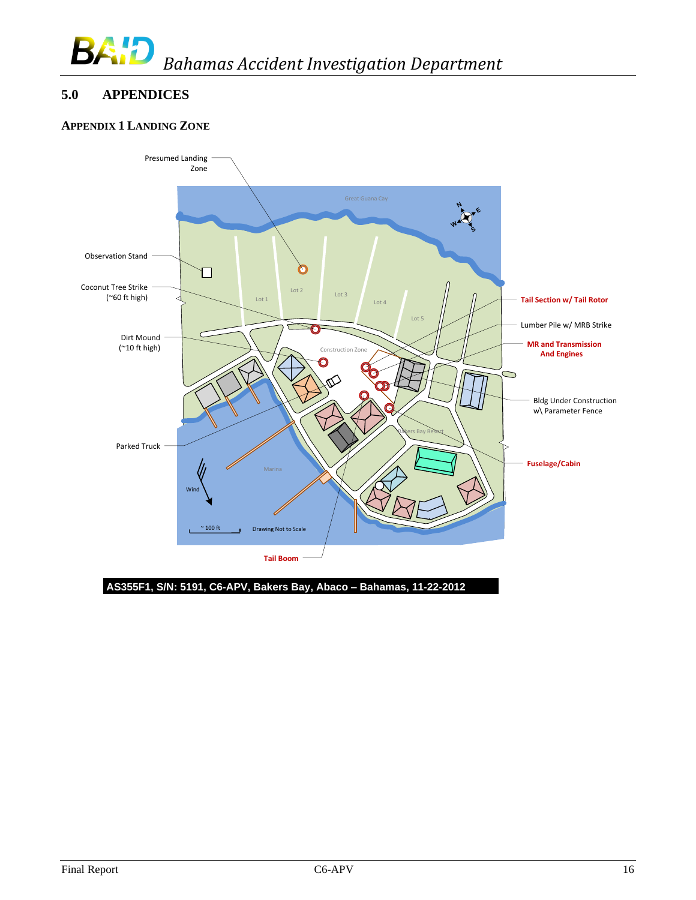## 5.0 APPENDICES

### APPENDIX 1 LANDING ZONE

Presumed Landing Zone

Great Guana Cay

Observation Stand

Coconut Tree Strike (~60 ft high)

Lot 1

Lot 2

Lot 3

Lot 4

Lot 5

Tail Section w/ Tail Rotor

Lumber Pile w/ MRB Strike

Dirt Mound (~10 ft high)

Construction Zone

MR and Transmission And Engines

Bldg Under Construction w\ Parameter Fence

Bakers Bay Resort

Parked Truck

Marina

Fuselage/Cabin

Wind

~ 100 ft

Drawing Not to Scale

Tail Boom

**AS355F1, S/N: 5191, C6-APV, Bakers Bay, Abaco – Bahamas, 11-22-2012**